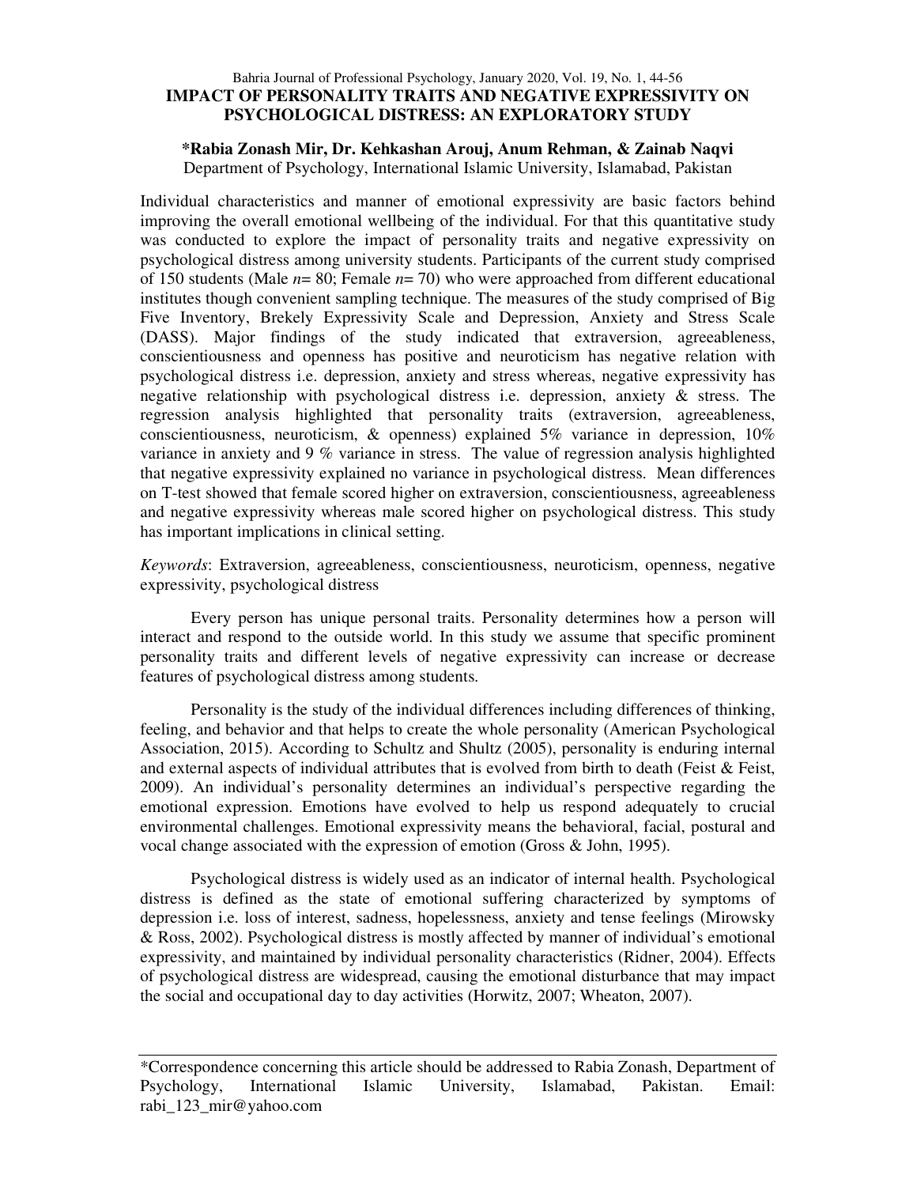# IMPACT OF PERSONALITY TRAITS AND NEGATIVE EXPRESSIVITY ON PSYCHOLOGICAL DISTRESS: AN EXPLORATORY STUDY

**\*Rabia Zonash Mir, Dr. Kehkashan Arouj, Anum Rehman, & Zainab Naqvi**

Department of Psychology, International Islamic University, Islamabad, Pakistan

Individual characteristics and manner of emotional expressivity are basic factors behind improving the overall emotional wellbeing of the individual. For that this quantitative study was conducted to explore the impact of personality traits and negative expressivity on psychological distress among university students. Participants of the current study comprised of 150 students (Male *n*= 80; Female *n*= 70) who were approached from different educational institutes though convenient sampling technique. The measures of the study comprised of Big Five Inventory, Brekely Expressivity Scale and Depression, Anxiety and Stress Scale (DASS). Major findings of the study indicated that extraversion, agreeableness, conscientiousness and openness has positive and neuroticism has negative relation with psychological distress i.e. depression, anxiety and stress whereas, negative expressivity has negative relationship with psychological distress i.e. depression, anxiety & stress. The regression analysis highlighted that personality traits (extraversion, agreeableness, conscientiousness, neuroticism, & openness) explained 5% variance in depression, 10% variance in anxiety and 9 % variance in stress. The value of regression analysis highlighted that negative expressivity explained no variance in psychological distress. Mean differences on T-test showed that female scored higher on extraversion, conscientiousness, agreeableness and negative expressivity whereas male scored higher on psychological distress. This study has important implications in clinical setting.

*Keywords*: Extraversion, agreeableness, conscientiousness, neuroticism, openness, negative expressivity, psychological distress

Every person has unique personal traits. Personality determines how a person will interact and respond to the outside world. In this study we assume that specific prominent personality traits and different levels of negative expressivity can increase or decrease features of psychological distress among students.

Personality is the study of the individual differences including differences of thinking, feeling, and behavior and that helps to create the whole personality (American Psychological Association, 2015). According to Schultz and Shultz (2005), personality is enduring internal and external aspects of individual attributes that is evolved from birth to death (Feist & Feist, 2009). An individual's personality determines an individual's perspective regarding the emotional expression. Emotions have evolved to help us respond adequately to crucial environmental challenges. Emotional expressivity means the behavioral, facial, postural and vocal change associated with the expression of emotion (Gross & John, 1995).

Psychological distress is widely used as an indicator of internal health. Psychological distress is defined as the state of emotional suffering characterized by symptoms of depression i.e. loss of interest, sadness, hopelessness, anxiety and tense feelings (Mirowsky & Ross, 2002). Psychological distress is mostly affected by manner of individual's emotional expressivity, and maintained by individual personality characteristics (Ridner, 2004). Effects of psychological distress are widespread, causing the emotional disturbance that may impact the social and occupational day to day activities (Horwitz, 2007; Wheaton, 2007).

---

\*Correspondence concerning this article should be addressed to Rabia Zonash, Department of Psychology, International Islamic University, Islamabad, Pakistan. Email: rabi_123_mir@yahoo.com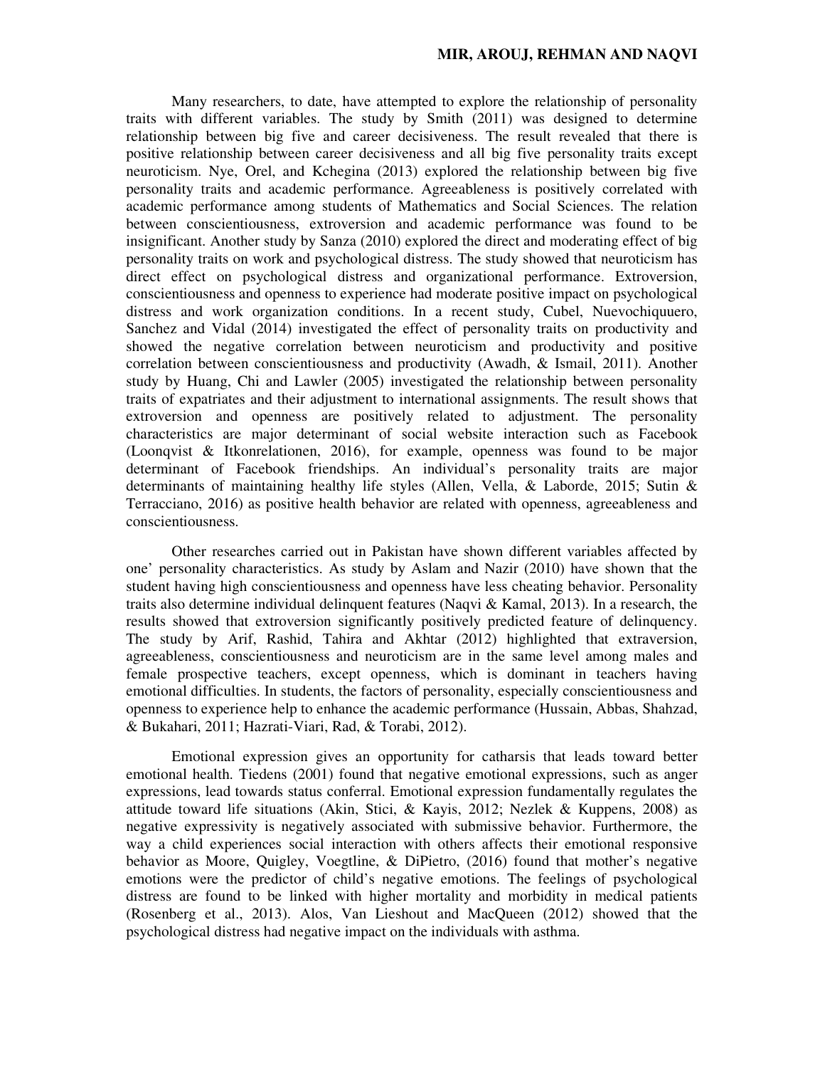Many researchers, to date, have attempted to explore the relationship of personality traits with different variables. The study by Smith (2011) was designed to determine relationship between big five and career decisiveness. The result revealed that there is positive relationship between career decisiveness and all big five personality traits except neuroticism. Nye, Orel, and Kchegina (2013) explored the relationship between big five personality traits and academic performance. Agreeableness is positively correlated with academic performance among students of Mathematics and Social Sciences. The relation between conscientiousness, extroversion and academic performance was found to be insignificant. Another study by Sanza (2010) explored the direct and moderating effect of big personality traits on work and psychological distress. The study showed that neuroticism has direct effect on psychological distress and organizational performance. Extroversion, conscientiousness and openness to experience had moderate positive impact on psychological distress and work organization conditions. In a recent study, Cubel, Nuevochiquuero, Sanchez and Vidal (2014) investigated the effect of personality traits on productivity and showed the negative correlation between neuroticism and productivity and positive correlation between conscientiousness and productivity (Awadh, & Ismail, 2011). Another study by Huang, Chi and Lawler (2005) investigated the relationship between personality traits of expatriates and their adjustment to international assignments. The result shows that extroversion and openness are positively related to adjustment. The personality characteristics are major determinant of social website interaction such as Facebook (Loonqvist & Itkonrelationen, 2016), for example, openness was found to be major determinant of Facebook friendships. An individual's personality traits are major determinants of maintaining healthy life styles (Allen, Vella, & Laborde, 2015; Sutin & Terracciano, 2016) as positive health behavior are related with openness, agreeableness and conscientiousness.

Other researches carried out in Pakistan have shown different variables affected by one' personality characteristics. As study by Aslam and Nazir (2010) have shown that the student having high conscientiousness and openness have less cheating behavior. Personality traits also determine individual delinquent features (Naqvi & Kamal, 2013). In a research, the results showed that extroversion significantly positively predicted feature of delinquency. The study by Arif, Rashid, Tahira and Akhtar (2012) highlighted that extraversion, agreeableness, conscientiousness and neuroticism are in the same level among males and female prospective teachers, except openness, which is dominant in teachers having emotional difficulties. In students, the factors of personality, especially conscientiousness and openness to experience help to enhance the academic performance (Hussain, Abbas, Shahzad, & Bukahari, 2011; Hazrati-Viari, Rad, & Torabi, 2012).

Emotional expression gives an opportunity for catharsis that leads toward better emotional health. Tiedens (2001) found that negative emotional expressions, such as anger expressions, lead towards status conferral. Emotional expression fundamentally regulates the attitude toward life situations (Akin, Stici, & Kayis, 2012; Nezlek & Kuppens, 2008) as negative expressivity is negatively associated with submissive behavior. Furthermore, the way a child experiences social interaction with others affects their emotional responsive behavior as Moore, Quigley, Voegtline, & DiPietro, (2016) found that mother's negative emotions were the predictor of child's negative emotions. The feelings of psychological distress are found to be linked with higher mortality and morbidity in medical patients (Rosenberg et al., 2013). Alos, Van Lieshout and MacQueen (2012) showed that the psychological distress had negative impact on the individuals with asthma.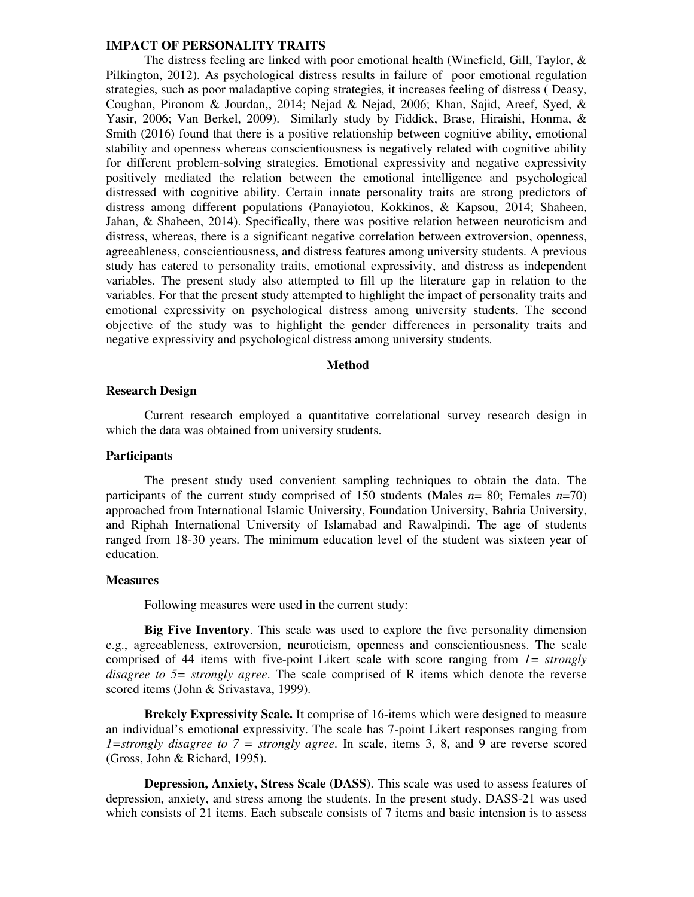**IMPACT OF PERSONALITY TRAITS**

The distress feeling are linked with poor emotional health (Winefield, Gill, Taylor, & Pilkington, 2012). As psychological distress results in failure of poor emotional regulation strategies, such as poor maladaptive coping strategies, it increases feeling of distress ( Deasy, Coughan, Pironom & Jourdan,, 2014; Nejad & Nejad, 2006; Khan, Sajid, Areef, Syed, & Yasir, 2006; Van Berkel, 2009). Similarly study by Fiddick, Brase, Hiraishi, Honma, & Smith (2016) found that there is a positive relationship between cognitive ability, emotional stability and openness whereas conscientiousness is negatively related with cognitive ability for different problem-solving strategies. Emotional expressivity and negative expressivity positively mediated the relation between the emotional intelligence and psychological distressed with cognitive ability. Certain innate personality traits are strong predictors of distress among different populations (Panayiotou, Kokkinos, & Kapsou, 2014; Shaheen, Jahan, & Shaheen, 2014). Specifically, there was positive relation between neuroticism and distress, whereas, there is a significant negative correlation between extroversion, openness, agreeableness, conscientiousness, and distress features among university students. A previous study has catered to personality traits, emotional expressivity, and distress as independent variables. The present study also attempted to fill up the literature gap in relation to the variables. For that the present study attempted to highlight the impact of personality traits and emotional expressivity on psychological distress among university students. The second objective of the study was to highlight the gender differences in personality traits and negative expressivity and psychological distress among university students.

## Method

### Research Design

Current research employed a quantitative correlational survey research design in which the data was obtained from university students.

### Participants

The present study used convenient sampling techniques to obtain the data. The participants of the current study comprised of 150 students (Males *n*= 80; Females *n*=70) approached from International Islamic University, Foundation University, Bahria University, and Riphah International University of Islamabad and Rawalpindi. The age of students ranged from 18-30 years. The minimum education level of the student was sixteen year of education.

### Measures

Following measures were used in the current study:

**Big Five Inventory**. This scale was used to explore the five personality dimension e.g., agreeableness, extroversion, neuroticism, openness and conscientiousness. The scale comprised of 44 items with five-point Likert scale with score ranging from *1= strongly disagree to 5= strongly agree*. The scale comprised of R items which denote the reverse scored items (John & Srivastava, 1999).

**Brekely Expressivity Scale.** It comprise of 16-items which were designed to measure an individual's emotional expressivity. The scale has 7-point Likert responses ranging from *1=strongly disagree to 7 = strongly agree*. In scale, items 3, 8, and 9 are reverse scored (Gross, John & Richard, 1995).

**Depression, Anxiety, Stress Scale (DASS)**. This scale was used to assess features of depression, anxiety, and stress among the students. In the present study, DASS-21 was used which consists of 21 items. Each subscale consists of 7 items and basic intension is to assess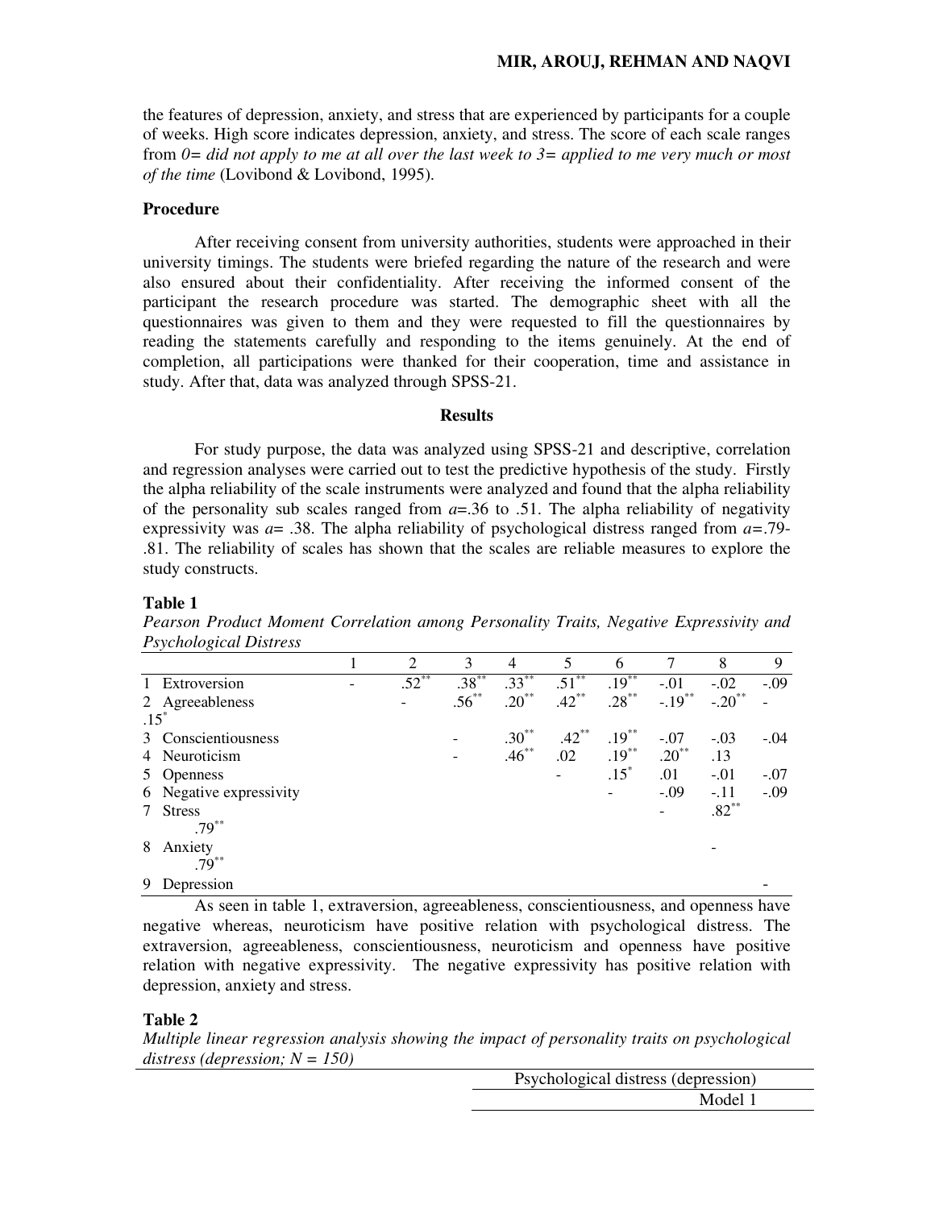the features of depression, anxiety, and stress that are experienced by participants for a couple of weeks. High score indicates depression, anxiety, and stress. The score of each scale ranges from *0= did not apply to me at all over the last week to 3= applied to me very much or most of the time* (Lovibond & Lovibond, 1995).

### Procedure

After receiving consent from university authorities, students were approached in their university timings. The students were briefed regarding the nature of the research and were also ensured about their confidentiality. After receiving the informed consent of the participant the research procedure was started. The demographic sheet with all the questionnaires was given to them and they were requested to fill the questionnaires by reading the statements carefully and responding to the items genuinely. At the end of completion, all participations were thanked for their cooperation, time and assistance in study. After that, data was analyzed through SPSS-21.

## Results

For study purpose, the data was analyzed using SPSS-21 and descriptive, correlation and regression analyses were carried out to test the predictive hypothesis of the study. Firstly the alpha reliability of the scale instruments were analyzed and found that the alpha reliability of the personality sub scales ranged from *a*=.36 to .51. The alpha reliability of negativity expressivity was *a*= .38. The alpha reliability of psychological distress ranged from *a*=.79-.81. The reliability of scales has shown that the scales are reliable measures to explore the study constructs.

**Table 1**

*Pearson Product Moment Correlation among Personality Traits, Negative Expressivity and Psychological Distress*

| | 1 | 2 | 3 | 4 | 5 | 6 | 7 | 8 | 9 |
|---|---|---|---|---|---|---|---|---|---|
| 1 Extroversion | - | .52$^{**}$ | .38$^{**}$ | .33$^{**}$ | .51$^{**}$ | .19$^{**}$ | -.01 | -.02 | -.09 |
| 2 Agreeableness | | - | .56$^{**}$ | .20$^{**}$ | .42$^{**}$ | .28$^{**}$ | -.19$^{**}$ | -.20$^{**}$ | - .15$^{*}$ |
| 3 Conscientiousness | | | - | .30$^{**}$ | .42$^{**}$ | .19$^{**}$ | -.07 | -.03 | -.04 |
| 4 Neuroticism | | | | - | .46$^{**}$ | .02 | .19$^{**}$ | .20$^{**}$ | .13 |
| 5 Openness | | | | | - | .15$^{*}$ | .01 | -.01 | -.07 |
| 6 Negative expressivity | | | | | | - | -.09 | -.11 | -.09 |
| 7 Stress | | | | | | | - | .82$^{**}$ | .79$^{**}$ |
| 8 Anxiety | | | | | | | | - | .79$^{**}$ |
| 9 Depression | | | | | | | | | - |

As seen in table 1, extraversion, agreeableness, conscientiousness, and openness have negative whereas, neuroticism have positive relation with psychological distress. The extraversion, agreeableness, conscientiousness, neuroticism and openness have positive relation with negative expressivity. The negative expressivity has positive relation with depression, anxiety and stress.

**Table 2**

*Multiple linear regression analysis showing the impact of personality traits on psychological distress (depression; N = 150)*

| | Psychological distress (depression) |
|---|---|
| | Model 1 |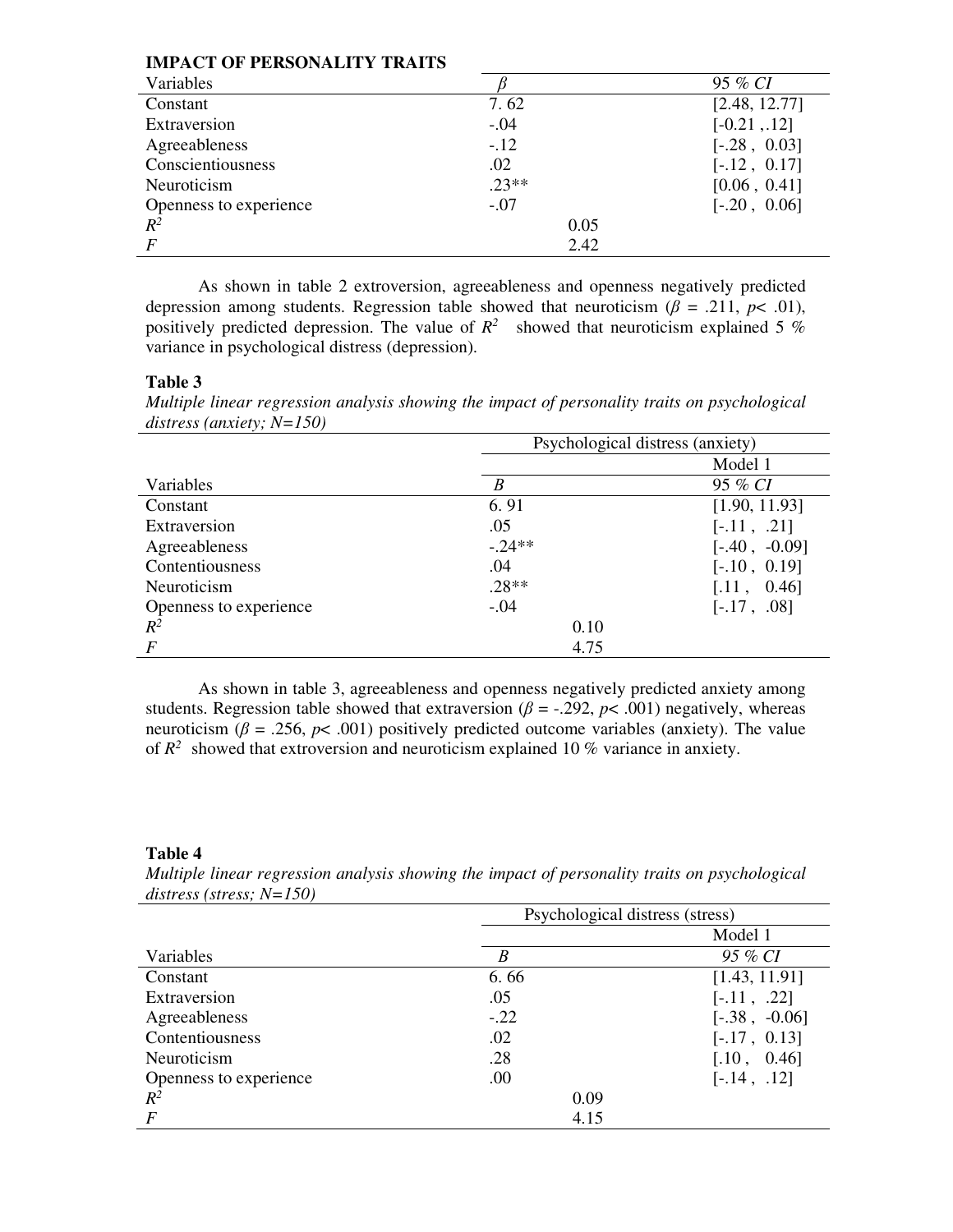| IMPACT OF PERSONALITY TRAITS | | |
|---|---|---|
| Variables | *β* | 95 % *CI* |
| Constant | 7. 62 | [2.48, 12.77] |
| Extraversion | -.04 | [-0.21 ,.12] |
| Agreeableness | -.12 | [-.28 , 0.03] |
| Conscientiousness | .02 | [-.12 , 0.17] |
| Neuroticism | .23** | [0.06 , 0.41] |
| Openness to experience | -.07 | [-.20 , 0.06] |
| $R^2$ | 0.05 | |
| *F* | 2.42 | |

As shown in table 2 extroversion, agreeableness and openness negatively predicted depression among students. Regression table showed that neuroticism (*β* = .211, *p*< .01), positively predicted depression. The value of $R^2$ showed that neuroticism explained 5 % variance in psychological distress (depression).

**Table 3**

*Multiple linear regression analysis showing the impact of personality traits on psychological distress (anxiety; N=150)*

| | Psychological distress (anxiety) | |
|---|---|---|
| | | Model 1 |
| Variables | *B* | 95 % *CI* |
| Constant | 6. 91 | [1.90, 11.93] |
| Extraversion | .05 | [-.11 , .21] |
| Agreeableness | -.24** | [-.40 , -0.09] |
| Contentiousness | .04 | [-.10 , 0.19] |
| Neuroticism | .28** | [.11 , 0.46] |
| Openness to experience | -.04 | [-.17 , .08] |
| $R^2$ | 0.10 | |
| *F* | 4.75 | |

As shown in table 3, agreeableness and openness negatively predicted anxiety among students. Regression table showed that extraversion (*β* = -.292, *p*< .001) negatively, whereas neuroticism (*β* = .256, *p*< .001) positively predicted outcome variables (anxiety). The value of $R^2$ showed that extroversion and neuroticism explained 10 % variance in anxiety.

**Table 4**

*Multiple linear regression analysis showing the impact of personality traits on psychological distress (stress; N=150)*

| | Psychological distress (stress) | |
|---|---|---|
| | | Model 1 |
| Variables | *B* | *95 % CI* |
| Constant | 6. 66 | [1.43, 11.91] |
| Extraversion | .05 | [-.11 , .22] |
| Agreeableness | -.22 | [-.38 , -0.06] |
| Contentiousness | .02 | [-.17 , 0.13] |
| Neuroticism | .28 | [.10 , 0.46] |
| Openness to experience | .00 | [-.14 , .12] |
| $R^2$ | 0.09 | |
| *F* | 4.15 | |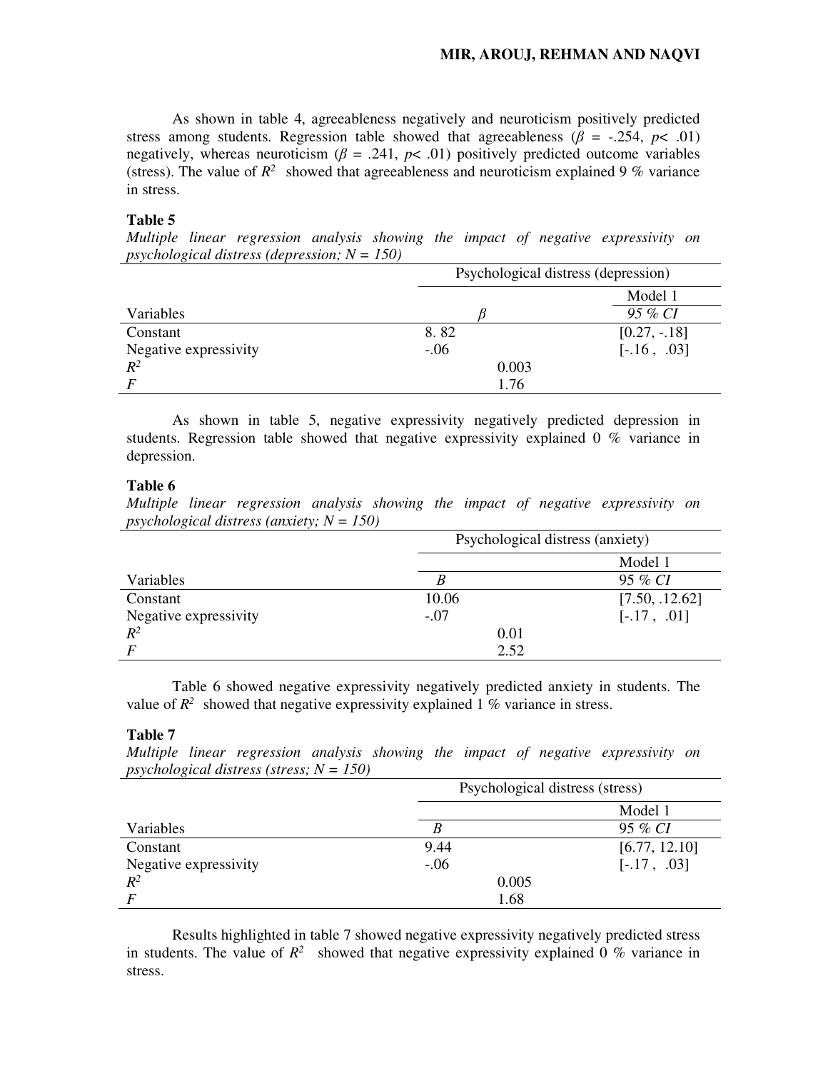As shown in table 4, agreeableness negatively and neuroticism positively predicted stress among students. Regression table showed that agreeableness ($\beta$ = -.254, $p$< .01) negatively, whereas neuroticism ($\beta$ = .241, $p$< .01) positively predicted outcome variables (stress). The value of $R^2$ showed that agreeableness and neuroticism explained 9 % variance in stress.

**Table 5**

*Multiple linear regression analysis showing the impact of negative expressivity on psychological distress (depression; N = 150)*

| | Psychological distress (depression) | |
|---|---|---|
| | | Model 1 |
| Variables | $\beta$ | *95 % CI* |
| Constant | 8. 82 | [0.27, -.18] |
| Negative expressivity | -.06 | [-.16 , .03] |
| $R^2$ | 0.003 | |
| $F$ | 1.76 | |

As shown in table 5, negative expressivity negatively predicted depression in students. Regression table showed that negative expressivity explained 0 % variance in depression.

**Table 6**

*Multiple linear regression analysis showing the impact of negative expressivity on psychological distress (anxiety; N = 150)*

| | Psychological distress (anxiety) | |
|---|---|---|
| | | Model 1 |
| Variables | $B$ | 95 % *CI* |
| Constant | 10.06 | [7.50, .12.62] |
| Negative expressivity | -.07 | [-.17 , .01] |
| $R^2$ | 0.01 | |
| $F$ | 2.52 | |

Table 6 showed negative expressivity negatively predicted anxiety in students. The value of $R^2$ showed that negative expressivity explained 1 % variance in stress.

**Table 7**

*Multiple linear regression analysis showing the impact of negative expressivity on psychological distress (stress; N = 150)*

| | Psychological distress (stress) | |
|---|---|---|
| | | Model 1 |
| Variables | $B$ | 95 % *CI* |
| Constant | 9.44 | [6.77, 12.10] |
| Negative expressivity | -.06 | [-.17 , .03] |
| $R^2$ | 0.005 | |
| $F$ | 1.68 | |

Results highlighted in table 7 showed negative expressivity negatively predicted stress in students. The value of $R^2$ showed that negative expressivity explained 0 % variance in stress.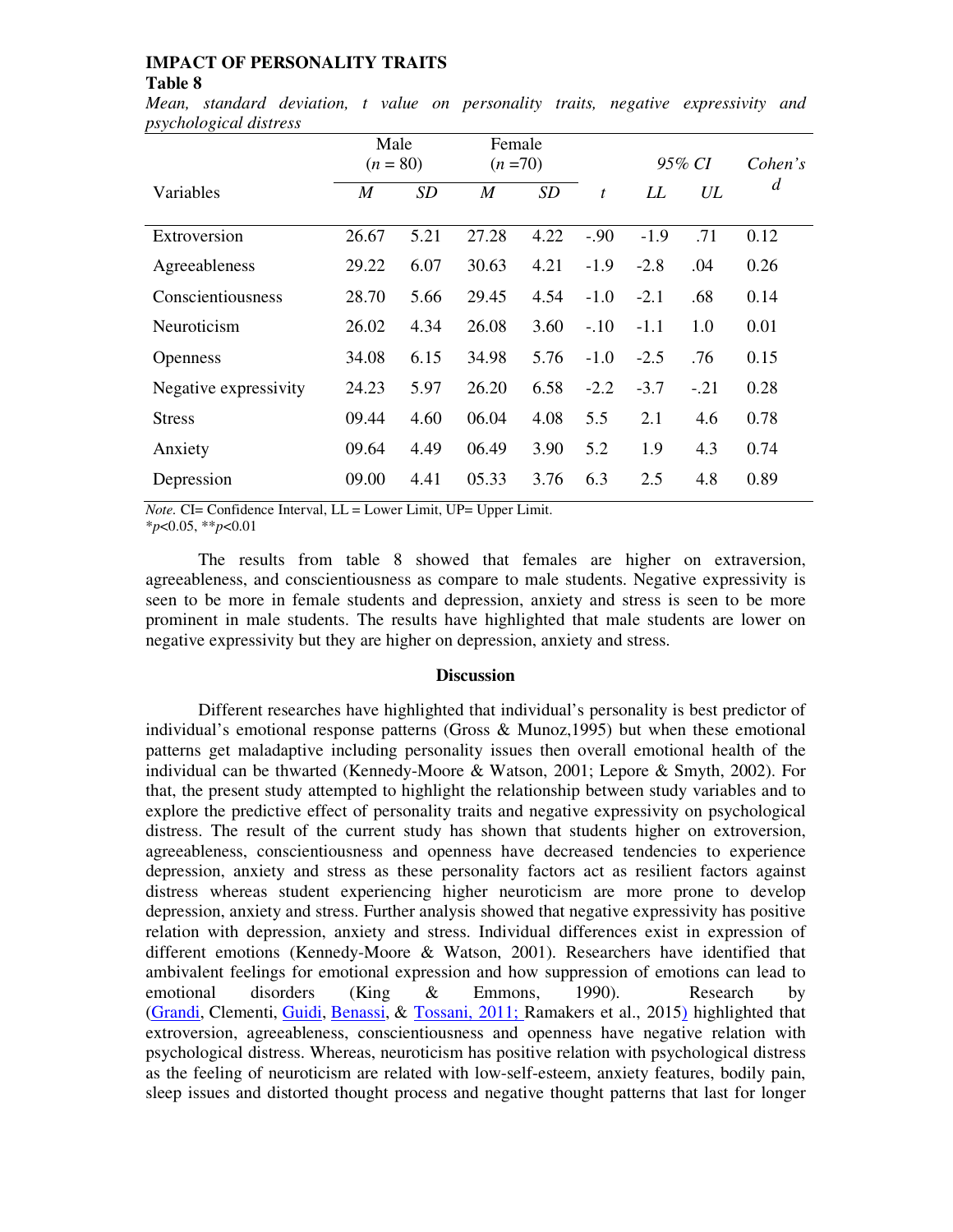**Table 8**

*Mean, standard deviation, t value on personality traits, negative expressivity and psychological distress*

| Variables | Male ($n$ = 80) | | Female ($n$ =70) | | | 95% CI | | Cohen's d |
|---|---|---|---|---|---|---|---|---|
| | *M* | *SD* | *M* | *SD* | *t* | *LL* | *UL* | |
| Extroversion | 26.67 | 5.21 | 27.28 | 4.22 | -.90 | -1.9 | .71 | 0.12 |
| Agreeableness | 29.22 | 6.07 | 30.63 | 4.21 | -1.9 | -2.8 | .04 | 0.26 |
| Conscientiousness | 28.70 | 5.66 | 29.45 | 4.54 | -1.0 | -2.1 | .68 | 0.14 |
| Neuroticism | 26.02 | 4.34 | 26.08 | 3.60 | -.10 | -1.1 | 1.0 | 0.01 |
| Openness | 34.08 | 6.15 | 34.98 | 5.76 | -1.0 | -2.5 | .76 | 0.15 |
| Negative expressivity | 24.23 | 5.97 | 26.20 | 6.58 | -2.2 | -3.7 | -.21 | 0.28 |
| Stress | 09.44 | 4.60 | 06.04 | 4.08 | 5.5 | 2.1 | 4.6 | 0.78 |
| Anxiety | 09.64 | 4.49 | 06.49 | 3.90 | 5.2 | 1.9 | 4.3 | 0.74 |
| Depression | 09.00 | 4.41 | 05.33 | 3.76 | 6.3 | 2.5 | 4.8 | 0.89 |

*Note.* CI= Confidence Interval, LL = Lower Limit, UP= Upper Limit.
*$p$<0.05, **$p$<0.01

The results from table 8 showed that females are higher on extraversion, agreeableness, and conscientiousness as compare to male students. Negative expressivity is seen to be more in female students and depression, anxiety and stress is seen to be more prominent in male students. The results have highlighted that male students are lower on negative expressivity but they are higher on depression, anxiety and stress.

## Discussion

Different researches have highlighted that individual's personality is best predictor of individual's emotional response patterns (Gross & Munoz,1995) but when these emotional patterns get maladaptive including personality issues then overall emotional health of the individual can be thwarted (Kennedy-Moore & Watson, 2001; Lepore & Smyth, 2002). For that, the present study attempted to highlight the relationship between study variables and to explore the predictive effect of personality traits and negative expressivity on psychological distress. The result of the current study has shown that students higher on extroversion, agreeableness, conscientiousness and openness have decreased tendencies to experience depression, anxiety and stress as these personality factors act as resilient factors against distress whereas student experiencing higher neuroticism are more prone to develop depression, anxiety and stress. Further analysis showed that negative expressivity has positive relation with depression, anxiety and stress. Individual differences exist in expression of different emotions (Kennedy-Moore & Watson, 2001). Researchers have identified that ambivalent feelings for emotional expression and how suppression of emotions can lead to emotional disorders (King & Emmons, 1990). Research by (Grandi, Clementi, Guidi, Benassi, & Tossani, 2011; Ramakers et al., 2015) highlighted that extroversion, agreeableness, conscientiousness and openness have negative relation with psychological distress. Whereas, neuroticism has positive relation with psychological distress as the feeling of neuroticism are related with low-self-esteem, anxiety features, bodily pain, sleep issues and distorted thought process and negative thought patterns that last for longer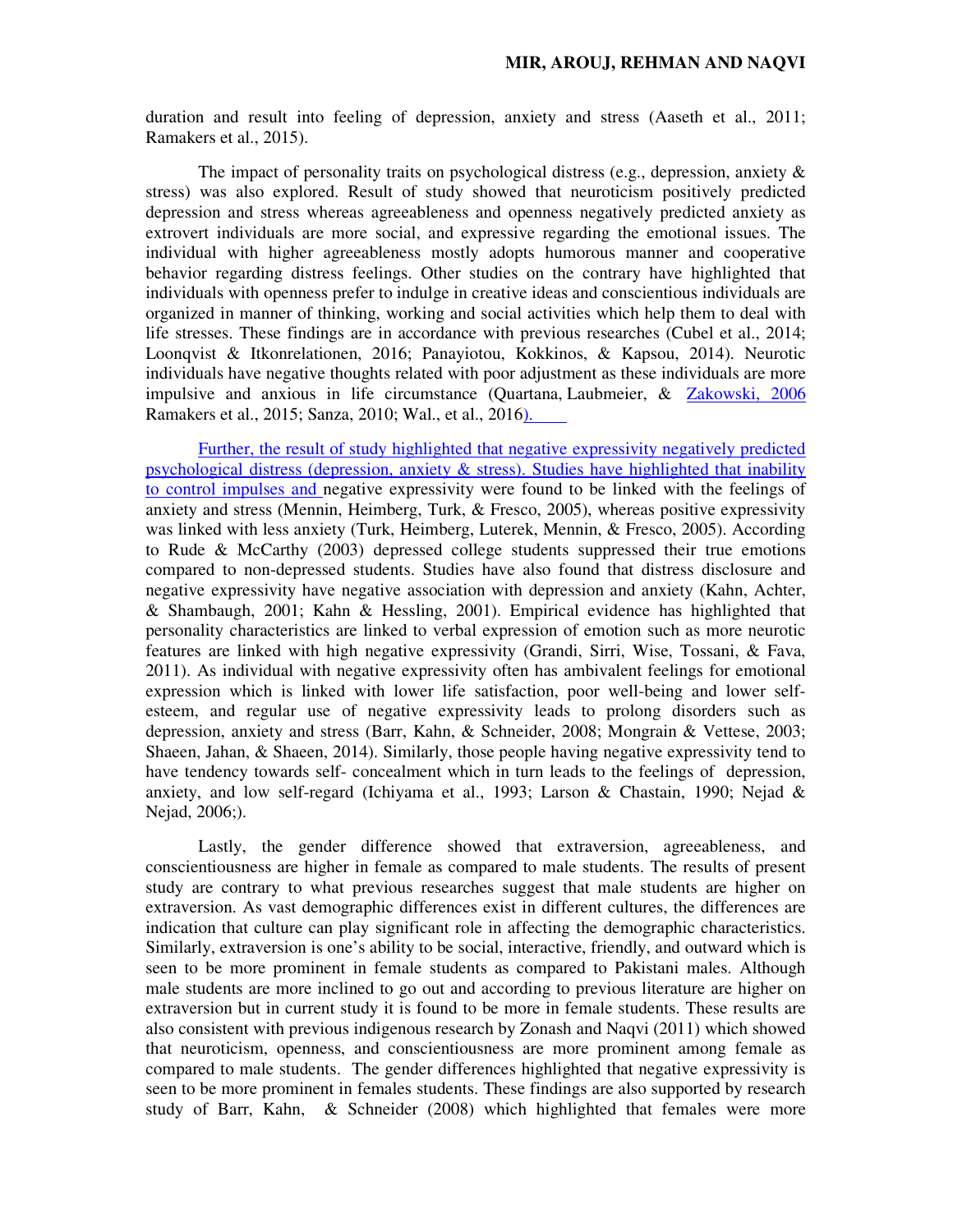duration and result into feeling of depression, anxiety and stress (Aaseth et al., 2011; Ramakers et al., 2015).

The impact of personality traits on psychological distress (e.g., depression, anxiety & stress) was also explored. Result of study showed that neuroticism positively predicted depression and stress whereas agreeableness and openness negatively predicted anxiety as extrovert individuals are more social, and expressive regarding the emotional issues. The individual with higher agreeableness mostly adopts humorous manner and cooperative behavior regarding distress feelings. Other studies on the contrary have highlighted that individuals with openness prefer to indulge in creative ideas and conscientious individuals are organized in manner of thinking, working and social activities which help them to deal with life stresses. These findings are in accordance with previous researches (Cubel et al., 2014; Loonqvist & Itkonrelationen, 2016; Panayiotou, Kokkinos, & Kapsou, 2014). Neurotic individuals have negative thoughts related with poor adjustment as these individuals are more impulsive and anxious in life circumstance (Quartana, Laubmeier, & Zakowski, 2006 Ramakers et al., 2015; Sanza, 2010; Wal., et al., 2016).

Further, the result of study highlighted that negative expressivity negatively predicted psychological distress (depression, anxiety & stress). Studies have highlighted that inability to control impulses and negative expressivity were found to be linked with the feelings of anxiety and stress (Mennin, Heimberg, Turk, & Fresco, 2005), whereas positive expressivity was linked with less anxiety (Turk, Heimberg, Luterek, Mennin, & Fresco, 2005). According to Rude & McCarthy (2003) depressed college students suppressed their true emotions compared to non-depressed students. Studies have also found that distress disclosure and negative expressivity have negative association with depression and anxiety (Kahn, Achter, & Shambaugh, 2001; Kahn & Hessling, 2001). Empirical evidence has highlighted that personality characteristics are linked to verbal expression of emotion such as more neurotic features are linked with high negative expressivity (Grandi, Sirri, Wise, Tossani, & Fava, 2011). As individual with negative expressivity often has ambivalent feelings for emotional expression which is linked with lower life satisfaction, poor well-being and lower self-esteem, and regular use of negative expressivity leads to prolong disorders such as depression, anxiety and stress (Barr, Kahn, & Schneider, 2008; Mongrain & Vettese, 2003; Shaeen, Jahan, & Shaeen, 2014). Similarly, those people having negative expressivity tend to have tendency towards self- concealment which in turn leads to the feelings of depression, anxiety, and low self-regard (Ichiyama et al., 1993; Larson & Chastain, 1990; Nejad & Nejad, 2006;).

Lastly, the gender difference showed that extraversion, agreeableness, and conscientiousness are higher in female as compared to male students. The results of present study are contrary to what previous researches suggest that male students are higher on extraversion. As vast demographic differences exist in different cultures, the differences are indication that culture can play significant role in affecting the demographic characteristics. Similarly, extraversion is one's ability to be social, interactive, friendly, and outward which is seen to be more prominent in female students as compared to Pakistani males. Although male students are more inclined to go out and according to previous literature are higher on extraversion but in current study it is found to be more in female students. These results are also consistent with previous indigenous research by Zonash and Naqvi (2011) which showed that neuroticism, openness, and conscientiousness are more prominent among female as compared to male students. The gender differences highlighted that negative expressivity is seen to be more prominent in females students. These findings are also supported by research study of Barr, Kahn, & Schneider (2008) which highlighted that females were more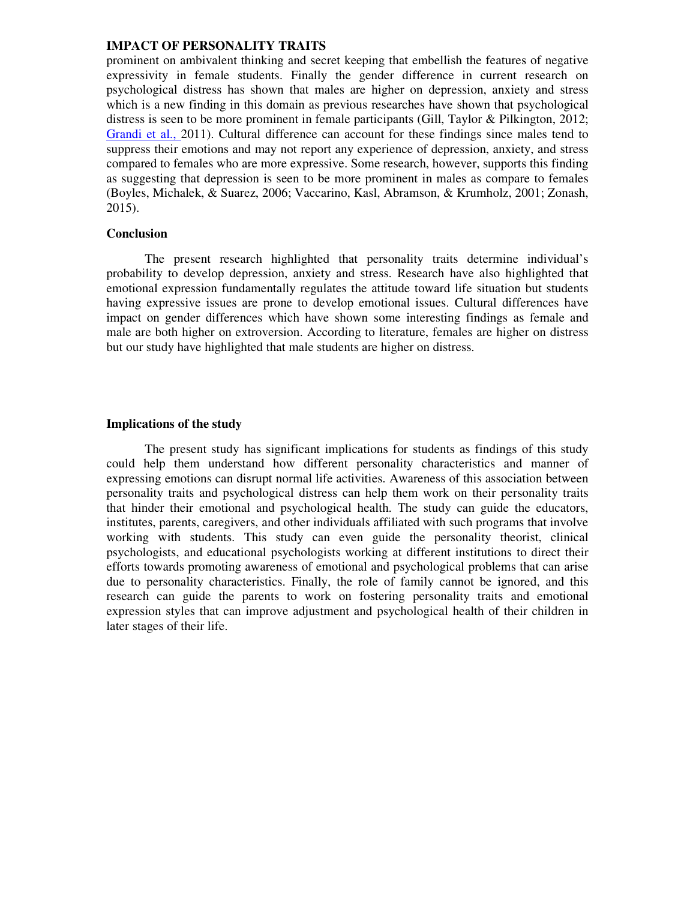prominent on ambivalent thinking and secret keeping that embellish the features of negative expressivity in female students. Finally the gender difference in current research on psychological distress has shown that males are higher on depression, anxiety and stress which is a new finding in this domain as previous researches have shown that psychological distress is seen to be more prominent in female participants (Gill, Taylor & Pilkington, 2012; Grandi et al., 2011). Cultural difference can account for these findings since males tend to suppress their emotions and may not report any experience of depression, anxiety, and stress compared to females who are more expressive. Some research, however, supports this finding as suggesting that depression is seen to be more prominent in males as compare to females (Boyles, Michalek, & Suarez, 2006; Vaccarino, Kasl, Abramson, & Krumholz, 2001; Zonash, 2015).

## Conclusion

The present research highlighted that personality traits determine individual's probability to develop depression, anxiety and stress. Research have also highlighted that emotional expression fundamentally regulates the attitude toward life situation but students having expressive issues are prone to develop emotional issues. Cultural differences have impact on gender differences which have shown some interesting findings as female and male are both higher on extroversion. According to literature, females are higher on distress but our study have highlighted that male students are higher on distress.

## Implications of the study

The present study has significant implications for students as findings of this study could help them understand how different personality characteristics and manner of expressing emotions can disrupt normal life activities. Awareness of this association between personality traits and psychological distress can help them work on their personality traits that hinder their emotional and psychological health. The study can guide the educators, institutes, parents, caregivers, and other individuals affiliated with such programs that involve working with students. This study can even guide the personality theorist, clinical psychologists, and educational psychologists working at different institutions to direct their efforts towards promoting awareness of emotional and psychological problems that can arise due to personality characteristics. Finally, the role of family cannot be ignored, and this research can guide the parents to work on fostering personality traits and emotional expression styles that can improve adjustment and psychological health of their children in later stages of their life.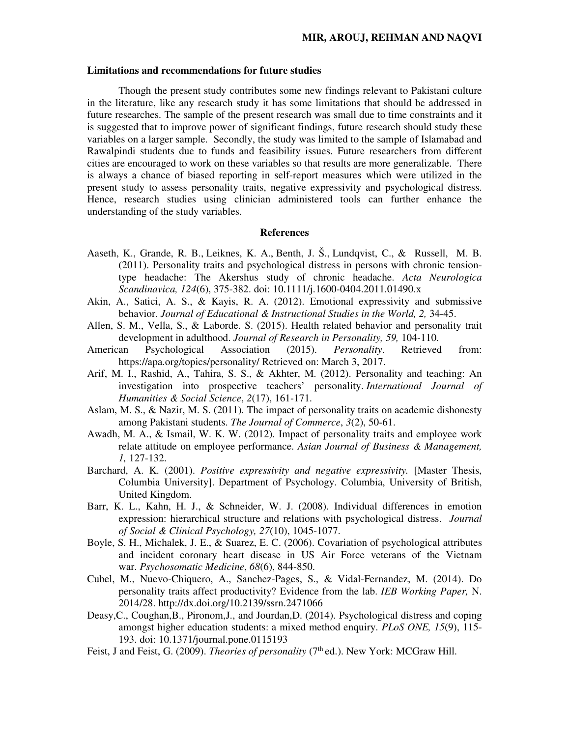**Limitations and recommendations for future studies**

Though the present study contributes some new findings relevant to Pakistani culture in the literature, like any research study it has some limitations that should be addressed in future researches. The sample of the present research was small due to time constraints and it is suggested that to improve power of significant findings, future research should study these variables on a larger sample. Secondly, the study was limited to the sample of Islamabad and Rawalpindi students due to funds and feasibility issues. Future researchers from different cities are encouraged to work on these variables so that results are more generalizable. There is always a chance of biased reporting in self-report measures which were utilized in the present study to assess personality traits, negative expressivity and psychological distress. Hence, research studies using clinician administered tools can further enhance the understanding of the study variables.

## References

Aaseth, K., Grande, R. B., Leiknes, K. A., Benth, J. Š., Lundqvist, C., & Russell, M. B. (2011). Personality traits and psychological distress in persons with chronic tension-type headache: The Akershus study of chronic headache. *Acta Neurologica Scandinavica, 124*(6), 375-382. doi: 10.1111/j.1600-0404.2011.01490.x

Akin, A., Satici, A. S., & Kayis, R. A. (2012). Emotional expressivity and submissive behavior. *Journal of Educational & Instructional Studies in the World, 2,* 34-45.

Allen, S. M., Vella, S., & Laborde. S. (2015). Health related behavior and personality trait development in adulthood. *Journal of Research in Personality, 59,* 104-110.

American Psychological Association (2015). *Personality*. Retrieved from: https://apa.org/topics/personality/ Retrieved on: March 3, 2017.

Arif, M. I., Rashid, A., Tahira, S. S., & Akhter, M. (2012). Personality and teaching: An investigation into prospective teachers' personality. *International Journal of Humanities & Social Science*, *2*(17), 161-171.

Aslam, M. S., & Nazir, M. S. (2011). The impact of personality traits on academic dishonesty among Pakistani students. *The Journal of Commerce*, *3*(2), 50-61.

Awadh, M. A., & Ismail, W. K. W. (2012). Impact of personality traits and employee work relate attitude on employee performance. *Asian Journal of Business & Management, 1,* 127-132.

Barchard, A. K. (2001). *Positive expressivity and negative expressivity.* [Master Thesis, Columbia University]. Department of Psychology. Columbia, University of British, United Kingdom.

Barr, K. L., Kahn, H. J., & Schneider, W. J. (2008). Individual differences in emotion expression: hierarchical structure and relations with psychological distress. *Journal of Social & Clinical Psychology, 27*(10), 1045-1077.

Boyle, S. H., Michalek, J. E., & Suarez, E. C. (2006). Covariation of psychological attributes and incident coronary heart disease in US Air Force veterans of the Vietnam war. *Psychosomatic Medicine*, *68*(6), 844-850.

Cubel, M., Nuevo-Chiquero, A., Sanchez-Pages, S., & Vidal-Fernandez, M. (2014). Do personality traits affect productivity? Evidence from the lab. *IEB Working Paper,* N. 2014/28. http://dx.doi.org/10.2139/ssrn.2471066

Deasy,C., Coughan,B., Pironom,J., and Jourdan,D. (2014). Psychological distress and coping amongst higher education students: a mixed method enquiry. *PLoS ONE, 15*(9), 115-193. doi: 10.1371/journal.pone.0115193

Feist, J and Feist, G. (2009). *Theories of personality* (7th ed.). New York: MCGraw Hill.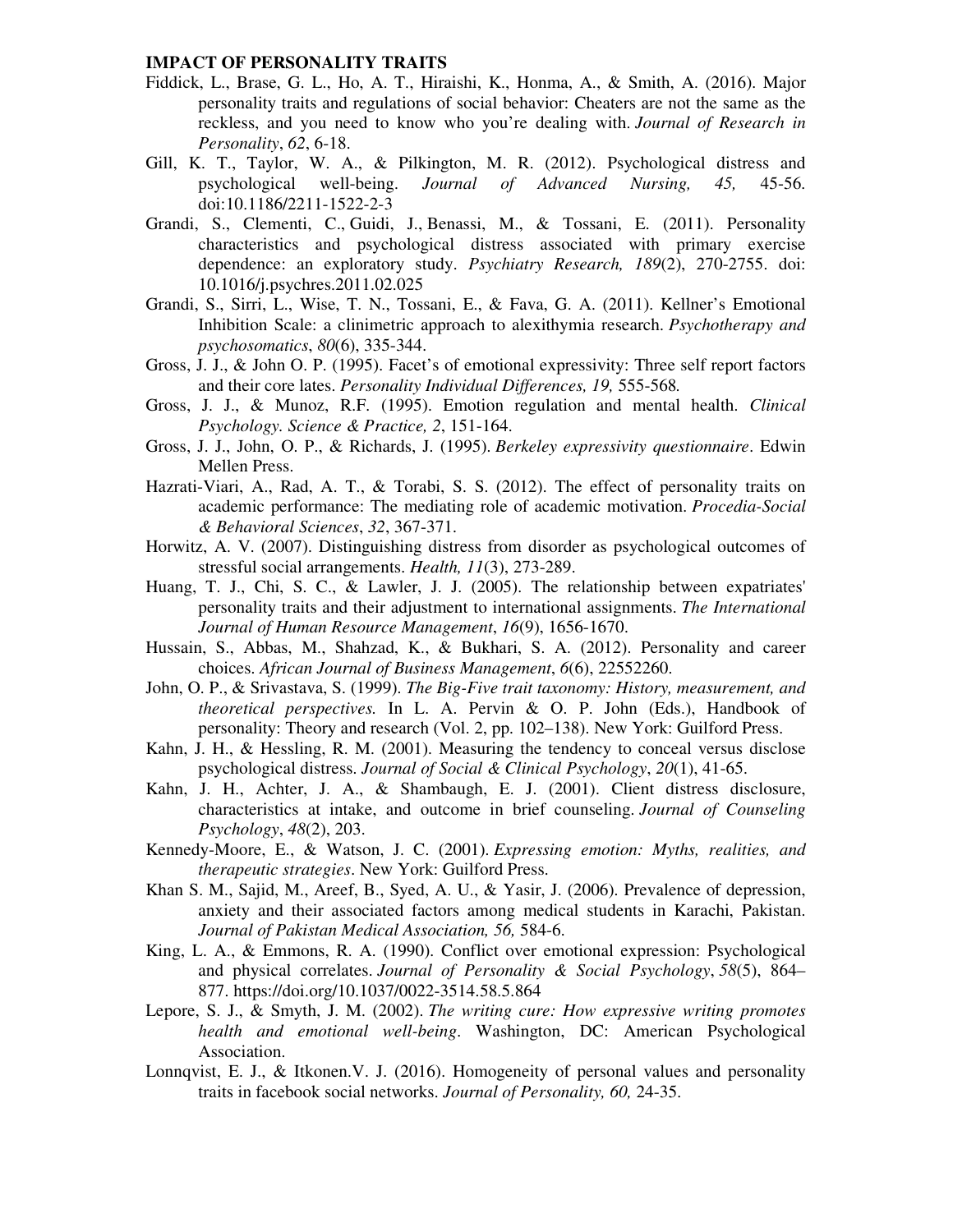**IMPACT OF PERSONALITY TRAITS**

Fiddick, L., Brase, G. L., Ho, A. T., Hiraishi, K., Honma, A., & Smith, A. (2016). Major personality traits and regulations of social behavior: Cheaters are not the same as the reckless, and you need to know who you're dealing with. *Journal of Research in Personality*, *62*, 6-18.

Gill, K. T., Taylor, W. A., & Pilkington, M. R. (2012). Psychological distress and psychological well-being. *Journal of Advanced Nursing, 45,* 45-56. doi:10.1186/2211-1522-2-3

Grandi, S., Clementi, C., Guidi, J., Benassi, M., & Tossani, E. (2011). Personality characteristics and psychological distress associated with primary exercise dependence: an exploratory study. *Psychiatry Research, 189*(2), 270-2755. doi: 10.1016/j.psychres.2011.02.025

Grandi, S., Sirri, L., Wise, T. N., Tossani, E., & Fava, G. A. (2011). Kellner's Emotional Inhibition Scale: a clinimetric approach to alexithymia research. *Psychotherapy and psychosomatics*, *80*(6), 335-344.

Gross, J. J., & John O. P. (1995). Facet's of emotional expressivity: Three self report factors and their core lates. *Personality Individual Differences, 19,* 555-568.

Gross, J. J., & Munoz, R.F. (1995). Emotion regulation and mental health. *Clinical Psychology. Science & Practice, 2*, 151-164.

Gross, J. J., John, O. P., & Richards, J. (1995). *Berkeley expressivity questionnaire*. Edwin Mellen Press.

Hazrati-Viari, A., Rad, A. T., & Torabi, S. S. (2012). The effect of personality traits on academic performance: The mediating role of academic motivation. *Procedia-Social & Behavioral Sciences*, *32*, 367-371.

Horwitz, A. V. (2007). Distinguishing distress from disorder as psychological outcomes of stressful social arrangements. *Health, 11*(3), 273-289.

Huang, T. J., Chi, S. C., & Lawler, J. J. (2005). The relationship between expatriates' personality traits and their adjustment to international assignments. *The International Journal of Human Resource Management*, *16*(9), 1656-1670.

Hussain, S., Abbas, M., Shahzad, K., & Bukhari, S. A. (2012). Personality and career choices. *African Journal of Business Management*, *6*(6), 22552260.

John, O. P., & Srivastava, S. (1999). *The Big-Five trait taxonomy: History, measurement, and theoretical perspectives.* In L. A. Pervin & O. P. John (Eds.), Handbook of personality: Theory and research (Vol. 2, pp. 102–138). New York: Guilford Press.

Kahn, J. H., & Hessling, R. M. (2001). Measuring the tendency to conceal versus disclose psychological distress. *Journal of Social & Clinical Psychology*, *20*(1), 41-65.

Kahn, J. H., Achter, J. A., & Shambaugh, E. J. (2001). Client distress disclosure, characteristics at intake, and outcome in brief counseling. *Journal of Counseling Psychology*, *48*(2), 203.

Kennedy-Moore, E., & Watson, J. C. (2001). *Expressing emotion: Myths, realities, and therapeutic strategies*. New York: Guilford Press.

Khan S. M., Sajid, M., Areef, B., Syed, A. U., & Yasir, J. (2006). Prevalence of depression, anxiety and their associated factors among medical students in Karachi, Pakistan. *Journal of Pakistan Medical Association, 56,* 584-6.

King, L. A., & Emmons, R. A. (1990). Conflict over emotional expression: Psychological and physical correlates. *Journal of Personality & Social Psychology*, *58*(5), 864–877. https://doi.org/10.1037/0022-3514.58.5.864

Lepore, S. J., & Smyth, J. M. (2002). *The writing cure: How expressive writing promotes health and emotional well-being*. Washington, DC: American Psychological Association.

Lonnqvist, E. J., & Itkonen.V. J. (2016). Homogeneity of personal values and personality traits in facebook social networks. *Journal of Personality, 60,* 24-35.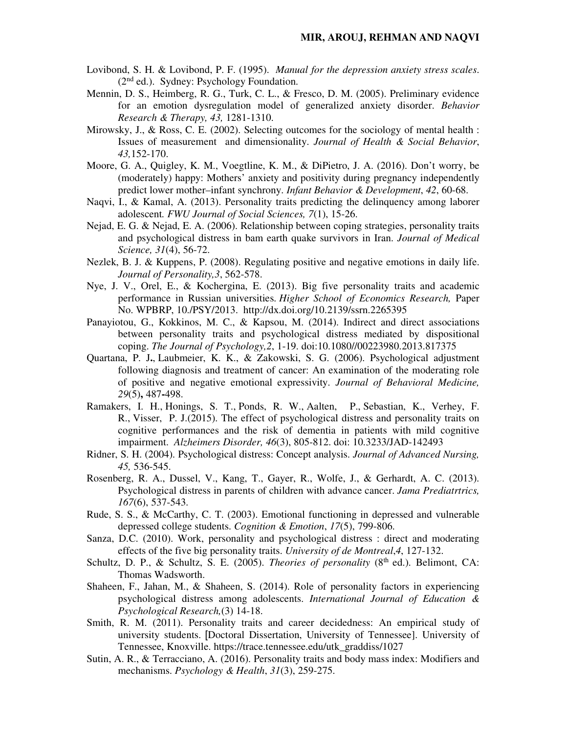Lovibond, S. H. & Lovibond, P. F. (1995). *Manual for the depression anxiety stress scales*. (2nd ed.). Sydney: Psychology Foundation.

Mennin, D. S., Heimberg, R. G., Turk, C. L., & Fresco, D. M. (2005). Preliminary evidence for an emotion dysregulation model of generalized anxiety disorder. *Behavior Research & Therapy, 43,* 1281-1310.

Mirowsky, J., & Ross, C. E. (2002). Selecting outcomes for the sociology of mental health : Issues of measurement and dimensionality. *Journal of Health & Social Behavior*, *43,*152-170.

Moore, G. A., Quigley, K. M., Voegtline, K. M., & DiPietro, J. A. (2016). Don't worry, be (moderately) happy: Mothers' anxiety and positivity during pregnancy independently predict lower mother–infant synchrony. *Infant Behavior & Development*, *42*, 60-68.

Naqvi, I., & Kamal, A. (2013). Personality traits predicting the delinquency among laborer adolescent. *FWU Journal of Social Sciences, 7*(1), 15-26.

Nejad, E. G. & Nejad, E. A. (2006). Relationship between coping strategies, personality traits and psychological distress in bam earth quake survivors in Iran. *Journal of Medical Science, 31*(4), 56-72.

Nezlek, B. J. & Kuppens, P. (2008). Regulating positive and negative emotions in daily life. *Journal of Personality,3*, 562-578.

Nye, J. V., Orel, E., & Kochergina, E. (2013). Big five personality traits and academic performance in Russian universities. *Higher School of Economics Research,* Paper No. WPBRP, 10./PSY/2013. http://dx.doi.org/10.2139/ssrn.2265395

Panayiotou, G., Kokkinos, M. C., & Kapsou, M. (2014). Indirect and direct associations between personality traits and psychological distress mediated by dispositional coping. *The Journal of Psychology,2*, 1-19. doi:10.1080//00223980.2013.817375

Quartana, P. J**.**, Laubmeier, K. K., & Zakowski, S. G. (2006). Psychological adjustment following diagnosis and treatment of cancer: An examination of the moderating role of positive and negative emotional expressivity. *Journal of Behavioral Medicine, 29*(5)**,** 487**-**498.

Ramakers, I. H., Honings, S. T., Ponds, R. W., Aalten, P., Sebastian, K., Verhey, F. R., Visser, P. J.(2015). The effect of psychological distress and personality traits on cognitive performances and the risk of dementia in patients with mild cognitive impairment. *Alzheimers Disorder, 46*(3), 805-812. doi: 10.3233/JAD-142493

Ridner, S. H. (2004). Psychological distress: Concept analysis. *Journal of Advanced Nursing, 45,* 536-545.

Rosenberg, R. A., Dussel, V., Kang, T., Gayer, R., Wolfe, J., & Gerhardt, A. C. (2013). Psychological distress in parents of children with advance cancer. *Jama Prediatrtrics, 167*(6), 537-543.

Rude, S. S., & McCarthy, C. T. (2003). Emotional functioning in depressed and vulnerable depressed college students. *Cognition & Emotion*, *17*(5), 799-806.

Sanza, D.C. (2010). Work, personality and psychological distress : direct and moderating effects of the five big personality traits. *University of de Montreal*,*4*, 127-132.

Schultz, D. P., & Schultz, S. E. (2005). *Theories of personality* (8th ed.). Belimont, CA: Thomas Wadsworth.

Shaheen, F., Jahan, M., & Shaheen, S. (2014). Role of personality factors in experiencing psychological distress among adolescents. *International Journal of Education & Psychological Research,*(3) 14-18.

Smith, R. M. (2011). Personality traits and career decidedness: An empirical study of university students. [Doctoral Dissertation, University of Tennessee]. University of Tennessee, Knoxville. https://trace.tennessee.edu/utk_graddiss/1027

Sutin, A. R., & Terracciano, A. (2016). Personality traits and body mass index: Modifiers and mechanisms. *Psychology & Health*, *31*(3), 259-275.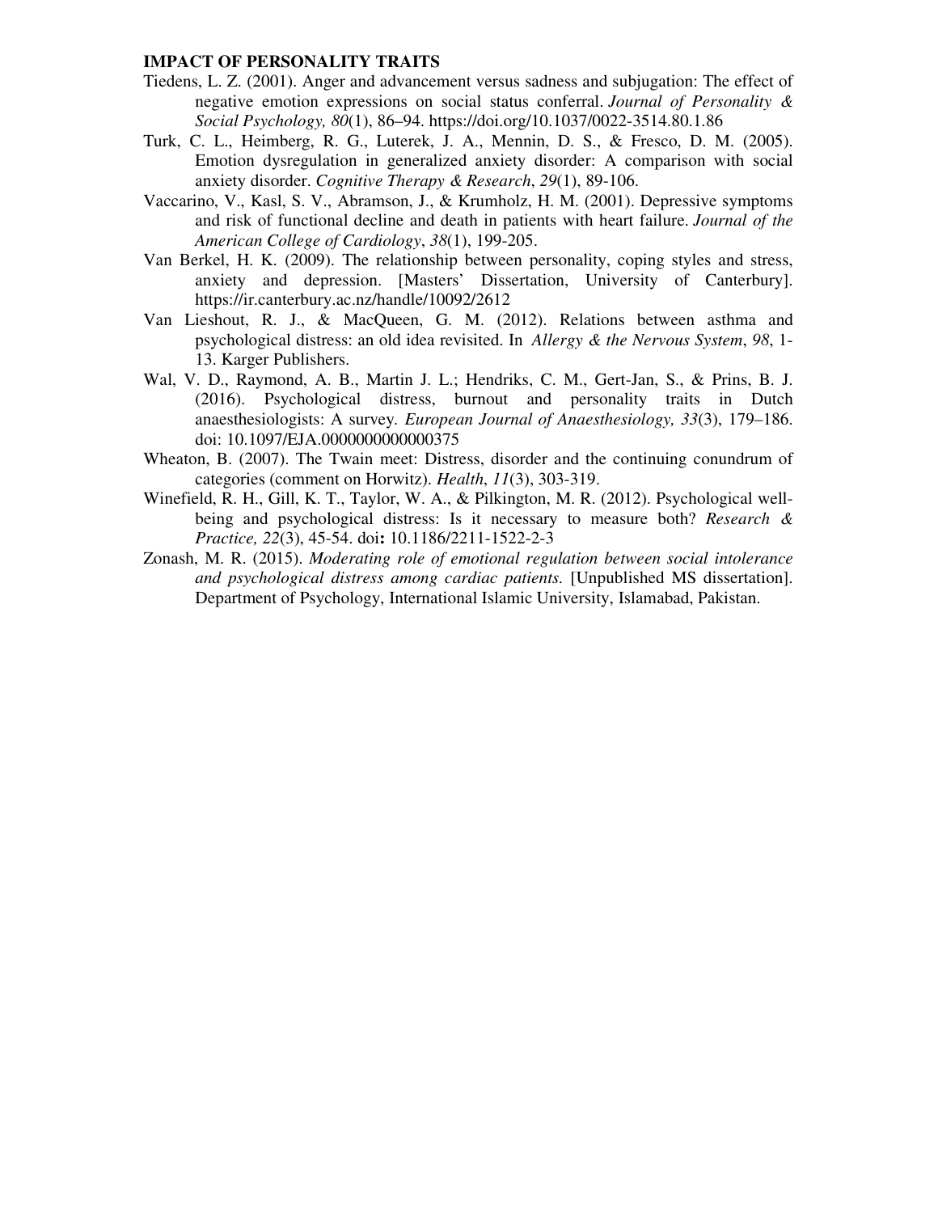Tiedens, L. Z. (2001). Anger and advancement versus sadness and subjugation: The effect of negative emotion expressions on social status conferral. *Journal of Personality & Social Psychology, 80*(1), 86–94. https://doi.org/10.1037/0022-3514.80.1.86

Turk, C. L., Heimberg, R. G., Luterek, J. A., Mennin, D. S., & Fresco, D. M. (2005). Emotion dysregulation in generalized anxiety disorder: A comparison with social anxiety disorder. *Cognitive Therapy & Research*, *29*(1), 89-106.

Vaccarino, V., Kasl, S. V., Abramson, J., & Krumholz, H. M. (2001). Depressive symptoms and risk of functional decline and death in patients with heart failure. *Journal of the American College of Cardiology*, *38*(1), 199-205.

Van Berkel, H. K. (2009). The relationship between personality, coping styles and stress, anxiety and depression. [Masters' Dissertation, University of Canterbury]. https://ir.canterbury.ac.nz/handle/10092/2612

Van Lieshout, R. J., & MacQueen, G. M. (2012). Relations between asthma and psychological distress: an old idea revisited. In *Allergy & the Nervous System*, *98*, 1-13. Karger Publishers.

Wal, V. D., Raymond, A. B., Martin J. L.; Hendriks, C. M., Gert-Jan, S., & Prins, B. J. (2016). Psychological distress, burnout and personality traits in Dutch anaesthesiologists: A survey. *European Journal of Anaesthesiology, 33*(3), 179–186. doi: 10.1097/EJA.0000000000000375

Wheaton, B. (2007). The Twain meet: Distress, disorder and the continuing conundrum of categories (comment on Horwitz). *Health*, *11*(3), 303-319.

Winefield, R. H., Gill, K. T., Taylor, W. A., & Pilkington, M. R. (2012). Psychological well-being and psychological distress: Is it necessary to measure both? *Research & Practice, 22*(3), 45-54. doi**:** 10.1186/2211-1522-2-3

Zonash, M. R. (2015). *Moderating role of emotional regulation between social intolerance and psychological distress among cardiac patients.* [Unpublished MS dissertation]. Department of Psychology, International Islamic University, Islamabad, Pakistan.